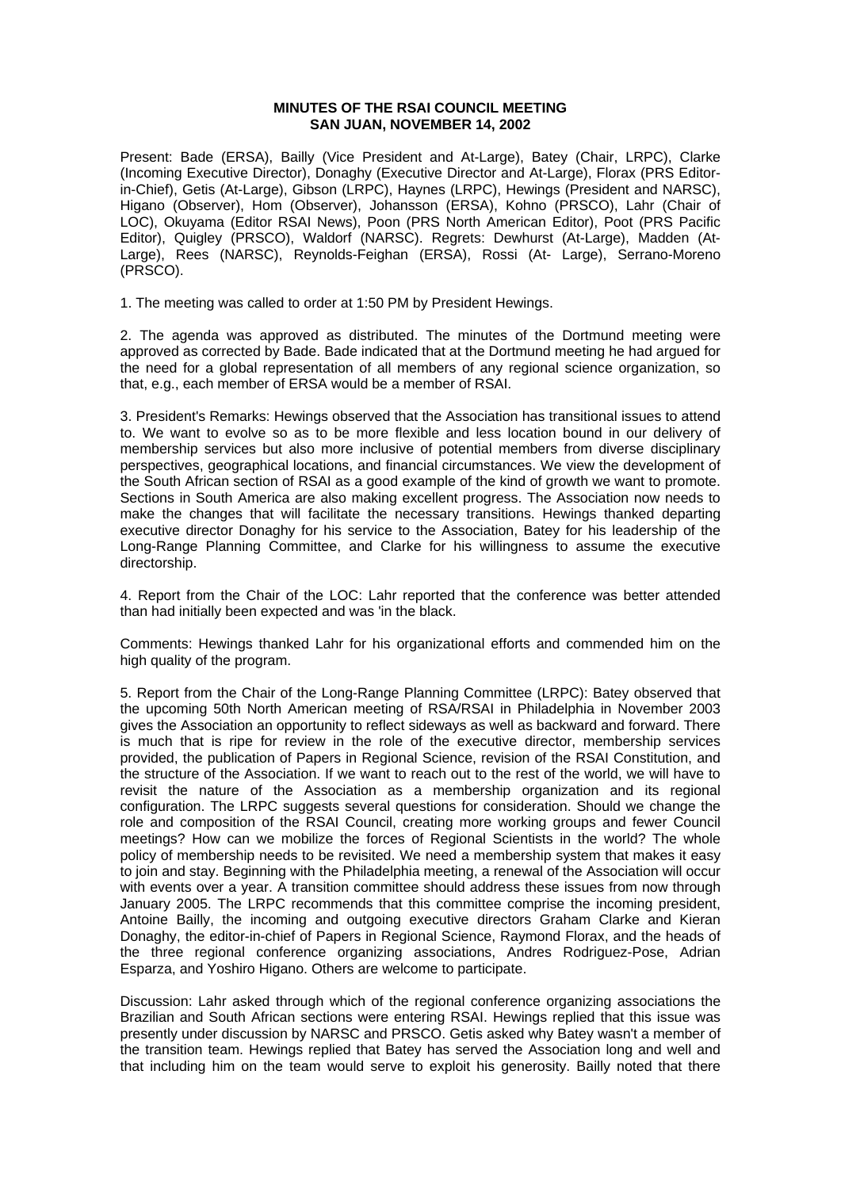**MINUTES OF THE RSAI COUNCIL MEETING**
**SAN JUAN, NOVEMBER 14, 2002**

Present: Bade (ERSA), Bailly (Vice President and At-Large), Batey (Chair, LRPC), Clarke (Incoming Executive Director), Donaghy (Executive Director and At-Large), Florax (PRS Editor-in-Chief), Getis (At-Large), Gibson (LRPC), Haynes (LRPC), Hewings (President and NARSC), Higano (Observer), Hom (Observer), Johansson (ERSA), Kohno (PRSCO), Lahr (Chair of LOC), Okuyama (Editor RSAI News), Poon (PRS North American Editor), Poot (PRS Pacific Editor), Quigley (PRSCO), Waldorf (NARSC). Regrets: Dewhurst (At-Large), Madden (At-Large), Rees (NARSC), Reynolds-Feighan (ERSA), Rossi (At- Large), Serrano-Moreno (PRSCO).

1. The meeting was called to order at 1:50 PM by President Hewings.

2. The agenda was approved as distributed. The minutes of the Dortmund meeting were approved as corrected by Bade. Bade indicated that at the Dortmund meeting he had argued for the need for a global representation of all members of any regional science organization, so that, e.g., each member of ERSA would be a member of RSAI.

3. President's Remarks: Hewings observed that the Association has transitional issues to attend to. We want to evolve so as to be more flexible and less location bound in our delivery of membership services but also more inclusive of potential members from diverse disciplinary perspectives, geographical locations, and financial circumstances. We view the development of the South African section of RSAI as a good example of the kind of growth we want to promote. Sections in South America are also making excellent progress. The Association now needs to make the changes that will facilitate the necessary transitions. Hewings thanked departing executive director Donaghy for his service to the Association, Batey for his leadership of the Long-Range Planning Committee, and Clarke for his willingness to assume the executive directorship.

4. Report from the Chair of the LOC: Lahr reported that the conference was better attended than had initially been expected and was 'in the black.

Comments: Hewings thanked Lahr for his organizational efforts and commended him on the high quality of the program.

5. Report from the Chair of the Long-Range Planning Committee (LRPC): Batey observed that the upcoming 50th North American meeting of RSA/RSAI in Philadelphia in November 2003 gives the Association an opportunity to reflect sideways as well as backward and forward. There is much that is ripe for review in the role of the executive director, membership services provided, the publication of Papers in Regional Science, revision of the RSAI Constitution, and the structure of the Association. If we want to reach out to the rest of the world, we will have to revisit the nature of the Association as a membership organization and its regional configuration. The LRPC suggests several questions for consideration. Should we change the role and composition of the RSAI Council, creating more working groups and fewer Council meetings? How can we mobilize the forces of Regional Scientists in the world? The whole policy of membership needs to be revisited. We need a membership system that makes it easy to join and stay. Beginning with the Philadelphia meeting, a renewal of the Association will occur with events over a year. A transition committee should address these issues from now through January 2005. The LRPC recommends that this committee comprise the incoming president, Antoine Bailly, the incoming and outgoing executive directors Graham Clarke and Kieran Donaghy, the editor-in-chief of Papers in Regional Science, Raymond Florax, and the heads of the three regional conference organizing associations, Andres Rodriguez-Pose, Adrian Esparza, and Yoshiro Higano. Others are welcome to participate.

Discussion: Lahr asked through which of the regional conference organizing associations the Brazilian and South African sections were entering RSAI. Hewings replied that this issue was presently under discussion by NARSC and PRSCO. Getis asked why Batey wasn't a member of the transition team. Hewings replied that Batey has served the Association long and well and that including him on the team would serve to exploit his generosity. Bailly noted that there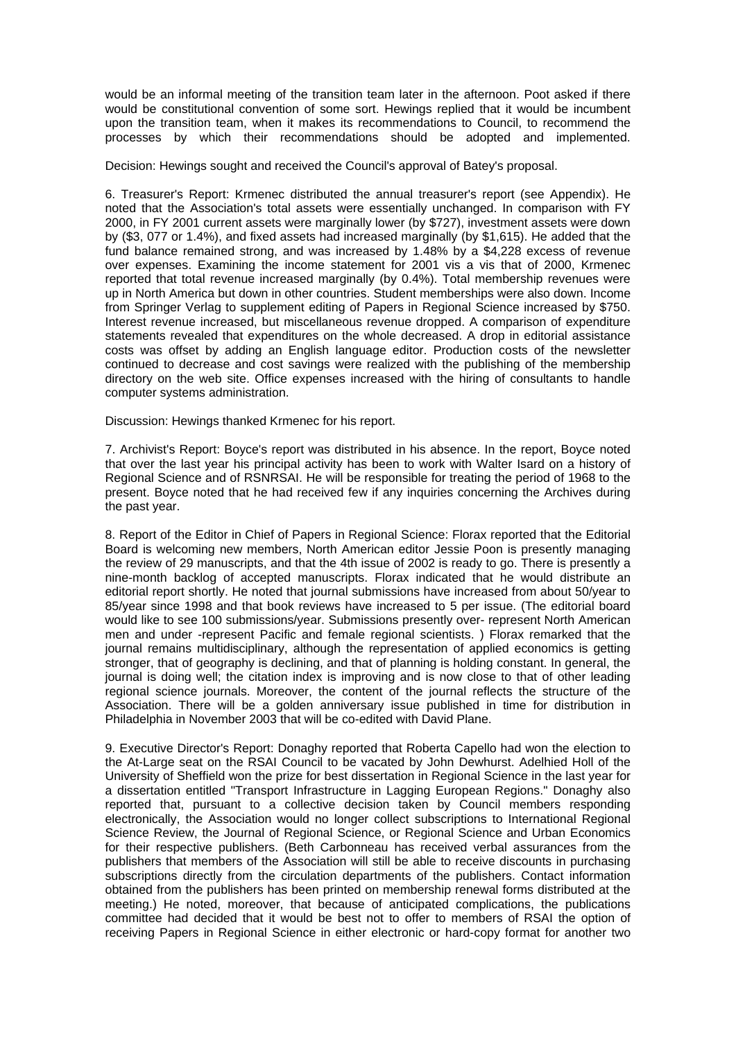would be an informal meeting of the transition team later in the afternoon. Poot asked if there would be constitutional convention of some sort. Hewings replied that it would be incumbent upon the transition team, when it makes its recommendations to Council, to recommend the processes by which their recommendations should be adopted and implemented.

Decision: Hewings sought and received the Council's approval of Batey's proposal.

6. Treasurer's Report: Krmenec distributed the annual treasurer's report (see Appendix). He noted that the Association's total assets were essentially unchanged. In comparison with FY 2000, in FY 2001 current assets were marginally lower (by $727), investment assets were down by ($3, 077 or 1.4%), and fixed assets had increased marginally (by $1,615). He added that the fund balance remained strong, and was increased by 1.48% by a $4,228 excess of revenue over expenses. Examining the income statement for 2001 vis a vis that of 2000, Krmenec reported that total revenue increased marginally (by 0.4%). Total membership revenues were up in North America but down in other countries. Student memberships were also down. Income from Springer Verlag to supplement editing of Papers in Regional Science increased by $750. Interest revenue increased, but miscellaneous revenue dropped. A comparison of expenditure statements revealed that expenditures on the whole decreased. A drop in editorial assistance costs was offset by adding an English language editor. Production costs of the newsletter continued to decrease and cost savings were realized with the publishing of the membership directory on the web site. Office expenses increased with the hiring of consultants to handle computer systems administration.

Discussion: Hewings thanked Krmenec for his report.

7. Archivist's Report: Boyce's report was distributed in his absence. In the report, Boyce noted that over the last year his principal activity has been to work with Walter Isard on a history of Regional Science and of RSNRSAI. He will be responsible for treating the period of 1968 to the present. Boyce noted that he had received few if any inquiries concerning the Archives during the past year.

8. Report of the Editor in Chief of Papers in Regional Science: Florax reported that the Editorial Board is welcoming new members, North American editor Jessie Poon is presently managing the review of 29 manuscripts, and that the 4th issue of 2002 is ready to go. There is presently a nine-month backlog of accepted manuscripts. Florax indicated that he would distribute an editorial report shortly. He noted that journal submissions have increased from about 50/year to 85/year since 1998 and that book reviews have increased to 5 per issue. (The editorial board would like to see 100 submissions/year. Submissions presently over- represent North American men and under -represent Pacific and female regional scientists. ) Florax remarked that the journal remains multidisciplinary, although the representation of applied economics is getting stronger, that of geography is declining, and that of planning is holding constant. In general, the journal is doing well; the citation index is improving and is now close to that of other leading regional science journals. Moreover, the content of the journal reflects the structure of the Association. There will be a golden anniversary issue published in time for distribution in Philadelphia in November 2003 that will be co-edited with David Plane.

9. Executive Director's Report: Donaghy reported that Roberta Capello had won the election to the At-Large seat on the RSAI Council to be vacated by John Dewhurst. Adelhied Holl of the University of Sheffield won the prize for best dissertation in Regional Science in the last year for a dissertation entitled "Transport Infrastructure in Lagging European Regions." Donaghy also reported that, pursuant to a collective decision taken by Council members responding electronically, the Association would no longer collect subscriptions to International Regional Science Review, the Journal of Regional Science, or Regional Science and Urban Economics for their respective publishers. (Beth Carbonneau has received verbal assurances from the publishers that members of the Association will still be able to receive discounts in purchasing subscriptions directly from the circulation departments of the publishers. Contact information obtained from the publishers has been printed on membership renewal forms distributed at the meeting.) He noted, moreover, that because of anticipated complications, the publications committee had decided that it would be best not to offer to members of RSAI the option of receiving Papers in Regional Science in either electronic or hard-copy format for another two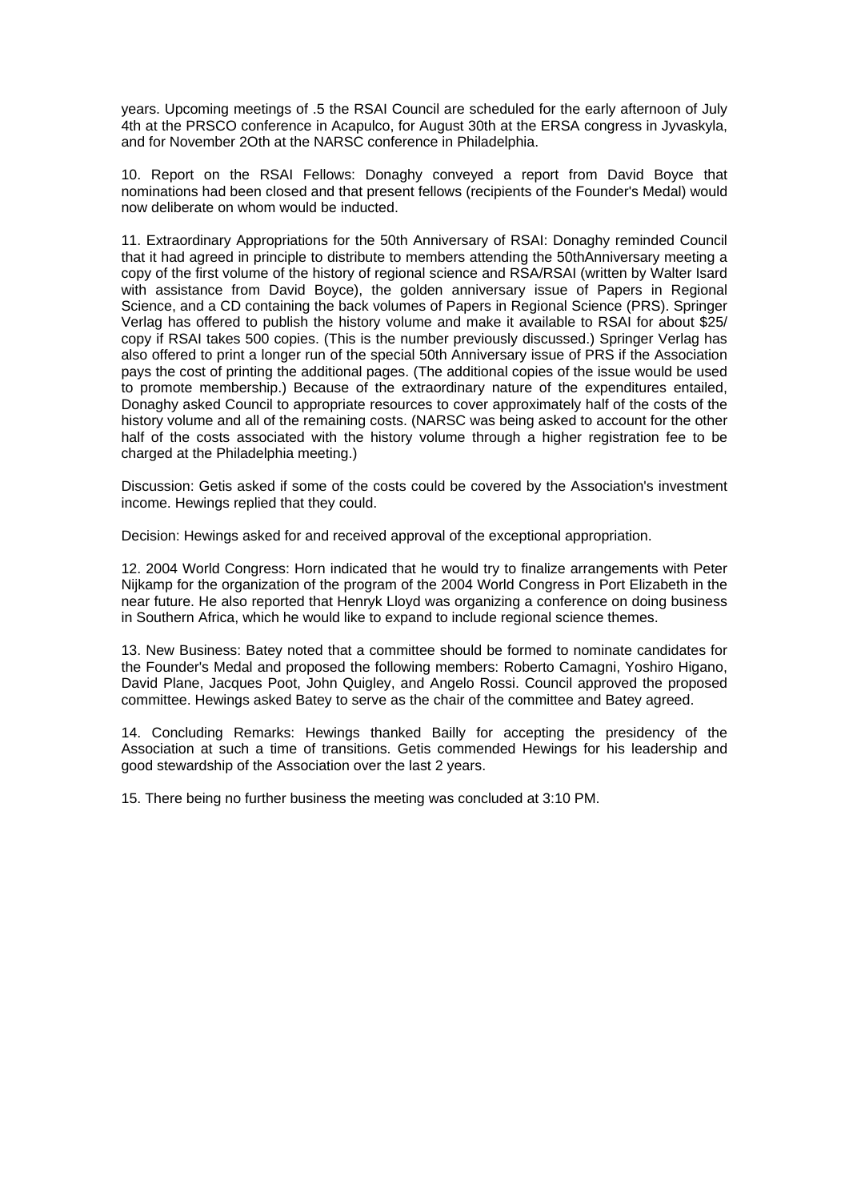years. Upcoming meetings of .5 the RSAI Council are scheduled for the early afternoon of July 4th at the PRSCO conference in Acapulco, for August 30th at the ERSA congress in Jyvaskyla, and for November 2Oth at the NARSC conference in Philadelphia.

10. Report on the RSAI Fellows: Donaghy conveyed a report from David Boyce that nominations had been closed and that present fellows (recipients of the Founder's Medal) would now deliberate on whom would be inducted.

11. Extraordinary Appropriations for the 50th Anniversary of RSAI: Donaghy reminded Council that it had agreed in principle to distribute to members attending the 50thAnniversary meeting a copy of the first volume of the history of regional science and RSA/RSAI (written by Walter Isard with assistance from David Boyce), the golden anniversary issue of Papers in Regional Science, and a CD containing the back volumes of Papers in Regional Science (PRS). Springer Verlag has offered to publish the history volume and make it available to RSAI for about $25/ copy if RSAI takes 500 copies. (This is the number previously discussed.) Springer Verlag has also offered to print a longer run of the special 50th Anniversary issue of PRS if the Association pays the cost of printing the additional pages. (The additional copies of the issue would be used to promote membership.) Because of the extraordinary nature of the expenditures entailed, Donaghy asked Council to appropriate resources to cover approximately half of the costs of the history volume and all of the remaining costs. (NARSC was being asked to account for the other half of the costs associated with the history volume through a higher registration fee to be charged at the Philadelphia meeting.)

Discussion: Getis asked if some of the costs could be covered by the Association's investment income. Hewings replied that they could.

Decision: Hewings asked for and received approval of the exceptional appropriation.

12. 2004 World Congress: Horn indicated that he would try to finalize arrangements with Peter Nijkamp for the organization of the program of the 2004 World Congress in Port Elizabeth in the near future. He also reported that Henryk Lloyd was organizing a conference on doing business in Southern Africa, which he would like to expand to include regional science themes.

13. New Business: Batey noted that a committee should be formed to nominate candidates for the Founder's Medal and proposed the following members: Roberto Camagni, Yoshiro Higano, David Plane, Jacques Poot, John Quigley, and Angelo Rossi. Council approved the proposed committee. Hewings asked Batey to serve as the chair of the committee and Batey agreed.

14. Concluding Remarks: Hewings thanked Bailly for accepting the presidency of the Association at such a time of transitions. Getis commended Hewings for his leadership and good stewardship of the Association over the last 2 years.

15. There being no further business the meeting was concluded at 3:10 PM.